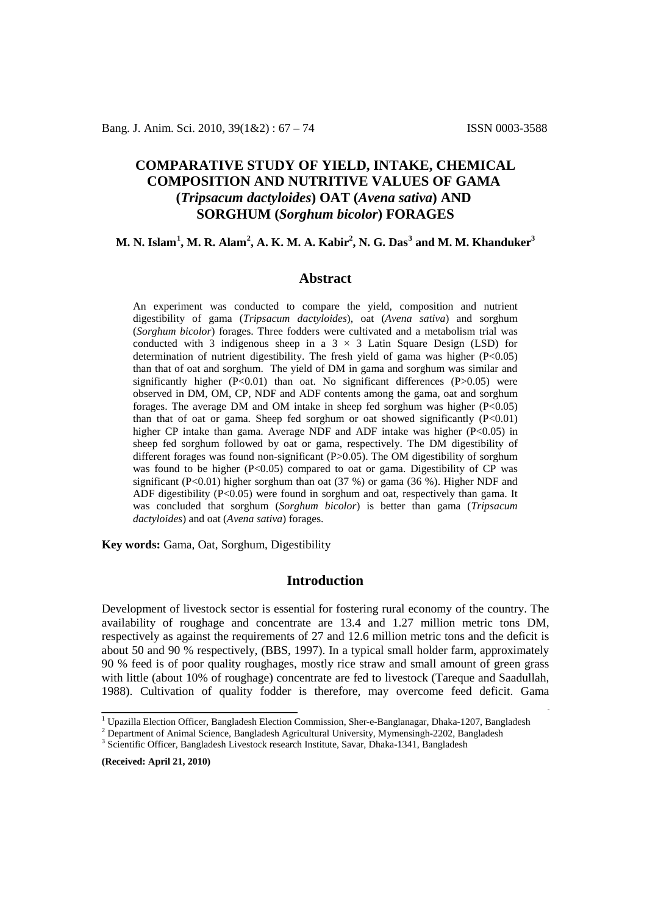# COMPARATIVE STUDY OF YIELD, INTAKE, CHEMICAL COMPOSITION AND NUTRITIVE VALUES OF GAMA (*Tripsacum dactyloides*) OAT (*Avena sativa*) AND SORGHUM (*Sorghum bicolor*) FORAGES

**M. N. Islam[1], M. R. Alam[2], A. K. M. A. Kabir[2], N. G. Das[3] and M. M. Khanduker[3]**

## Abstract

An experiment was conducted to compare the yield, composition and nutrient digestibility of gama (*Tripsacum dactyloides*), oat (*Avena sativa*) and sorghum (*Sorghum bicolor*) forages. Three fodders were cultivated and a metabolism trial was conducted with 3 indigenous sheep in a $3 \times 3$ Latin Square Design (LSD) for determination of nutrient digestibility. The fresh yield of gama was higher ($P<0.05$) than that of oat and sorghum. The yield of DM in gama and sorghum was similar and significantly higher ($P<0.01$) than oat. No significant differences ($P>0.05$) were observed in DM, OM, CP, NDF and ADF contents among the gama, oat and sorghum forages. The average DM and OM intake in sheep fed sorghum was higher ($P<0.05$) than that of oat or gama. Sheep fed sorghum or oat showed significantly ($P<0.01$) higher CP intake than gama. Average NDF and ADF intake was higher ($P<0.05$) in sheep fed sorghum followed by oat or gama, respectively. The DM digestibility of different forages was found non-significant ($P>0.05$). The OM digestibility of sorghum was found to be higher ($P<0.05$) compared to oat or gama. Digestibility of CP was significant ($P<0.01$) higher sorghum than oat (37 %) or gama (36 %). Higher NDF and ADF digestibility ($P<0.05$) were found in sorghum and oat, respectively than gama. It was concluded that sorghum (*Sorghum bicolor*) is better than gama (*Tripsacum dactyloides*) and oat (*Avena sativa*) forages.

**Key words:** Gama, Oat, Sorghum, Digestibility

## Introduction

Development of livestock sector is essential for fostering rural economy of the country. The availability of roughage and concentrate are 13.4 and 1.27 million metric tons DM, respectively as against the requirements of 27 and 12.6 million metric tons and the deficit is about 50 and 90 % respectively, (BBS, 1997). In a typical small holder farm, approximately 90 % feed is of poor quality roughages, mostly rice straw and small amount of green grass with little (about 10% of roughage) concentrate are fed to livestock (Tareque and Saadullah, 1988). Cultivation of quality fodder is therefore, may overcome feed deficit. Gama

---

[1] Upazilla Election Officer, Bangladesh Election Commission, Sher-e-Banglanagar, Dhaka-1207, Bangladesh

[2] Department of Animal Science, Bangladesh Agricultural University, Mymensingh-2202, Bangladesh

[3] Scientific Officer, Bangladesh Livestock research Institute, Savar, Dhaka-1341, Bangladesh

**(Received: April 21, 2010)**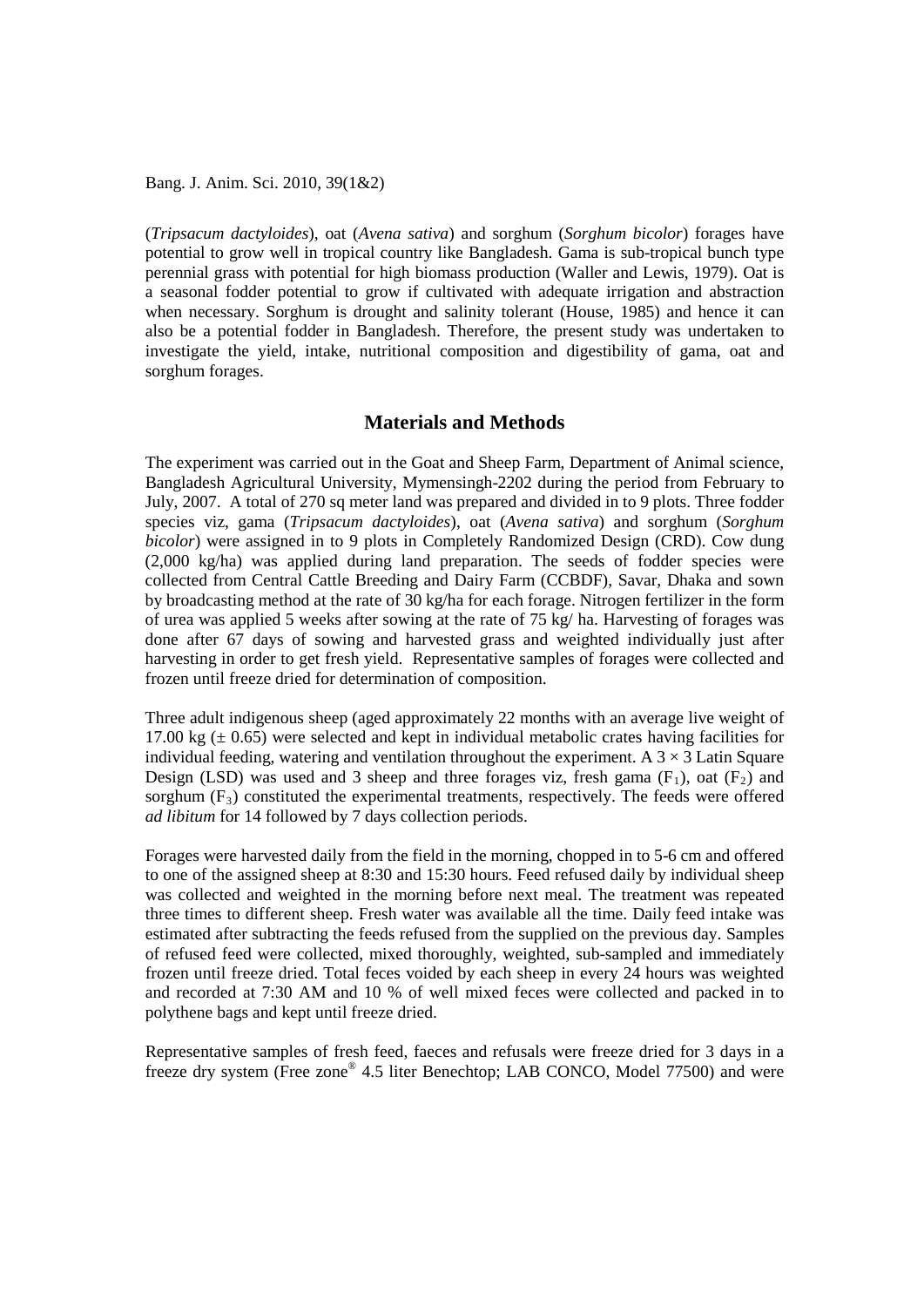(*Tripsacum dactyloides*), oat (*Avena sativa*) and sorghum (*Sorghum bicolor*) forages have potential to grow well in tropical country like Bangladesh. Gama is sub-tropical bunch type perennial grass with potential for high biomass production (Waller and Lewis, 1979). Oat is a seasonal fodder potential to grow if cultivated with adequate irrigation and abstraction when necessary. Sorghum is drought and salinity tolerant (House, 1985) and hence it can also be a potential fodder in Bangladesh. Therefore, the present study was undertaken to investigate the yield, intake, nutritional composition and digestibility of gama, oat and sorghum forages.

## Materials and Methods

The experiment was carried out in the Goat and Sheep Farm, Department of Animal science, Bangladesh Agricultural University, Mymensingh-2202 during the period from February to July, 2007. A total of 270 sq meter land was prepared and divided in to 9 plots. Three fodder species viz, gama (*Tripsacum dactyloides*), oat (*Avena sativa*) and sorghum (*Sorghum bicolor*) were assigned in to 9 plots in Completely Randomized Design (CRD). Cow dung (2,000 kg/ha) was applied during land preparation. The seeds of fodder species were collected from Central Cattle Breeding and Dairy Farm (CCBDF), Savar, Dhaka and sown by broadcasting method at the rate of 30 kg/ha for each forage. Nitrogen fertilizer in the form of urea was applied 5 weeks after sowing at the rate of 75 kg/ ha. Harvesting of forages was done after 67 days of sowing and harvested grass and weighted individually just after harvesting in order to get fresh yield. Representative samples of forages were collected and frozen until freeze dried for determination of composition.

Three adult indigenous sheep (aged approximately 22 months with an average live weight of 17.00 kg (± 0.65) were selected and kept in individual metabolic crates having facilities for individual feeding, watering and ventilation throughout the experiment. A $3 \times 3$ Latin Square Design (LSD) was used and 3 sheep and three forages viz, fresh gama ($F_1$), oat ($F_2$) and sorghum ($F_3$) constituted the experimental treatments, respectively. The feeds were offered *ad libitum* for 14 followed by 7 days collection periods.

Forages were harvested daily from the field in the morning, chopped in to 5-6 cm and offered to one of the assigned sheep at 8:30 and 15:30 hours. Feed refused daily by individual sheep was collected and weighted in the morning before next meal. The treatment was repeated three times to different sheep. Fresh water was available all the time. Daily feed intake was estimated after subtracting the feeds refused from the supplied on the previous day. Samples of refused feed were collected, mixed thoroughly, weighted, sub-sampled and immediately frozen until freeze dried. Total feces voided by each sheep in every 24 hours was weighted and recorded at 7:30 AM and 10 % of well mixed feces were collected and packed in to polythene bags and kept until freeze dried.

Representative samples of fresh feed, faeces and refusals were freeze dried for 3 days in a freeze dry system (Free zone® 4.5 liter Benechtop; LAB CONCO, Model 77500) and were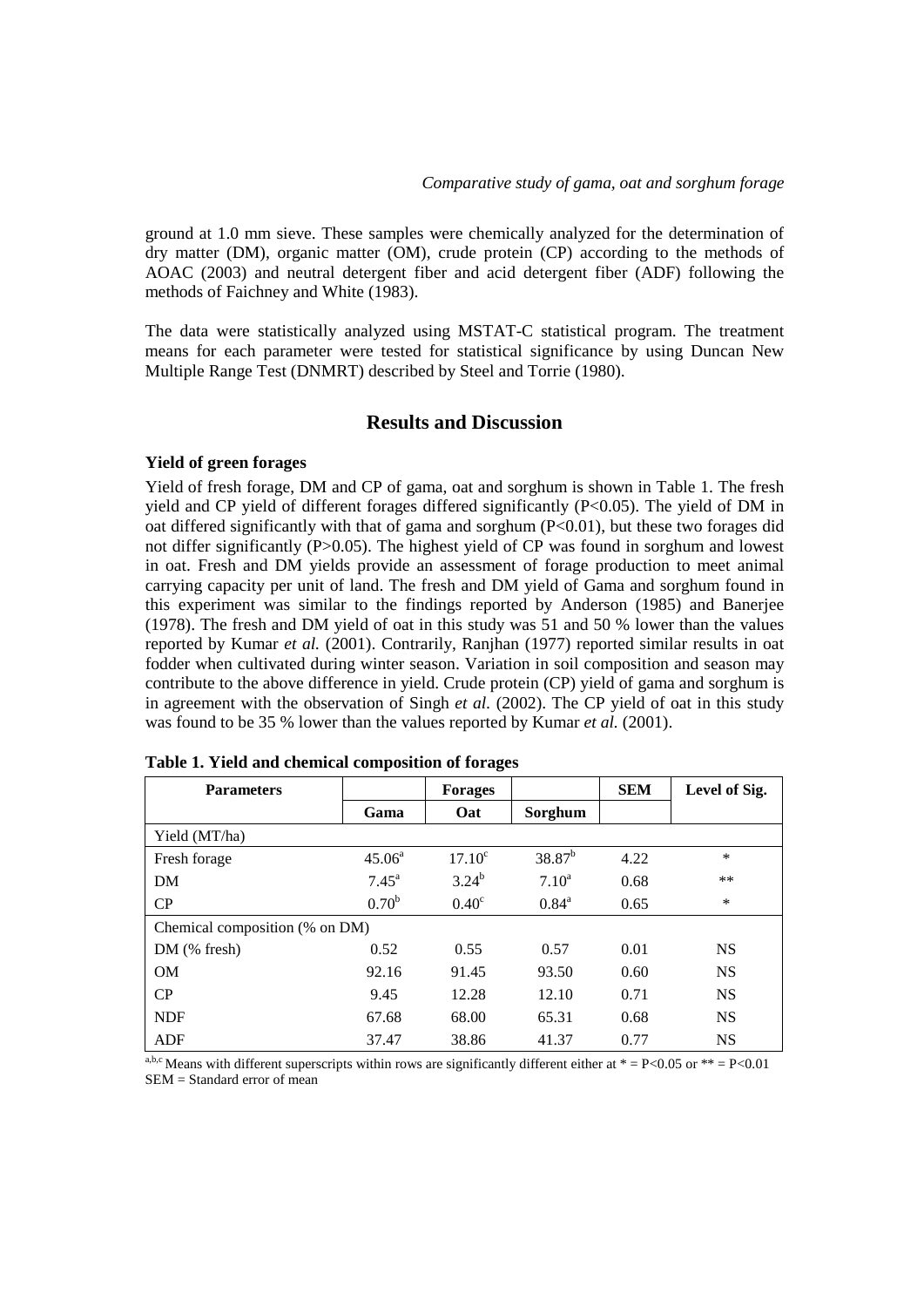ground at 1.0 mm sieve. These samples were chemically analyzed for the determination of dry matter (DM), organic matter (OM), crude protein (CP) according to the methods of AOAC (2003) and neutral detergent fiber and acid detergent fiber (ADF) following the methods of Faichney and White (1983).

The data were statistically analyzed using MSTAT-C statistical program. The treatment means for each parameter were tested for statistical significance by using Duncan New Multiple Range Test (DNMRT) described by Steel and Torrie (1980).

## Results and Discussion

### Yield of green forages

Yield of fresh forage, DM and CP of gama, oat and sorghum is shown in Table 1. The fresh yield and CP yield of different forages differed significantly ($P<0.05$). The yield of DM in oat differed significantly with that of gama and sorghum ($P<0.01$), but these two forages did not differ significantly ($P>0.05$). The highest yield of CP was found in sorghum and lowest in oat. Fresh and DM yields provide an assessment of forage production to meet animal carrying capacity per unit of land. The fresh and DM yield of Gama and sorghum found in this experiment was similar to the findings reported by Anderson (1985) and Banerjee (1978). The fresh and DM yield of oat in this study was 51 and 50 % lower than the values reported by Kumar *et al.* (2001). Contrarily, Ranjhan (1977) reported similar results in oat fodder when cultivated during winter season. Variation in soil composition and season may contribute to the above difference in yield. Crude protein (CP) yield of gama and sorghum is in agreement with the observation of Singh *et al.* (2002). The CP yield of oat in this study was found to be 35 % lower than the values reported by Kumar *et al.* (2001).

**Table 1. Yield and chemical composition of forages**

| Parameters | Forages | | | SEM | Level of Sig. |
|---|---|---|---|---|---|
| | Gama | Oat | Sorghum | | |
| Yield (MT/ha) | | | | | |
| Fresh forage | $45.06^{a}$ | $17.10^{c}$ | $38.87^{b}$ | 4.22 | * |
| DM | $7.45^{a}$ | $3.24^{b}$ | $7.10^{a}$ | 0.68 | ** |
| CP | $0.70^{b}$ | $0.40^{c}$ | $0.84^{a}$ | 0.65 | * |
| Chemical composition (% on DM) | | | | | |
| DM (% fresh) | 0.52 | 0.55 | 0.57 | 0.01 | NS |
| OM | 92.16 | 91.45 | 93.50 | 0.60 | NS |
| CP | 9.45 | 12.28 | 12.10 | 0.71 | NS |
| NDF | 67.68 | 68.00 | 65.31 | 0.68 | NS |
| ADF | 37.47 | 38.86 | 41.37 | 0.77 | NS |

[a,b,c] Means with different superscripts within rows are significantly different either at * = $P<0.05$ or ** = $P<0.01$
SEM = Standard error of mean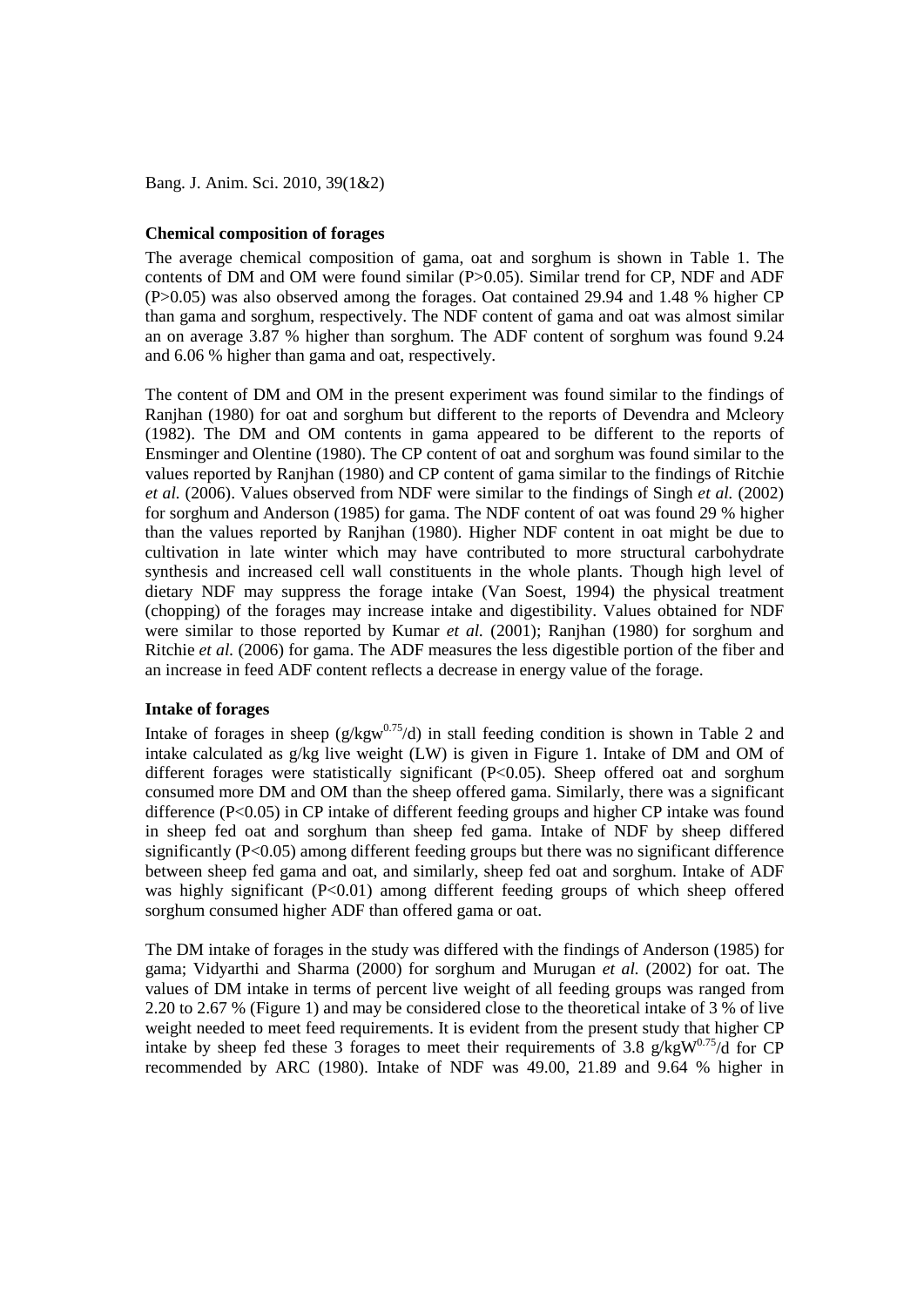### Chemical composition of forages

The average chemical composition of gama, oat and sorghum is shown in Table 1. The contents of DM and OM were found similar ($P>0.05$). Similar trend for CP, NDF and ADF ($P>0.05$) was also observed among the forages. Oat contained 29.94 and 1.48 % higher CP than gama and sorghum, respectively. The NDF content of gama and oat was almost similar an on average 3.87 % higher than sorghum. The ADF content of sorghum was found 9.24 and 6.06 % higher than gama and oat, respectively.

The content of DM and OM in the present experiment was found similar to the findings of Ranjhan (1980) for oat and sorghum but different to the reports of Devendra and Mcleory (1982). The DM and OM contents in gama appeared to be different to the reports of Ensminger and Olentine (1980). The CP content of oat and sorghum was found similar to the values reported by Ranjhan (1980) and CP content of gama similar to the findings of Ritchie *et al.* (2006). Values observed from NDF were similar to the findings of Singh *et al.* (2002) for sorghum and Anderson (1985) for gama. The NDF content of oat was found 29 % higher than the values reported by Ranjhan (1980). Higher NDF content in oat might be due to cultivation in late winter which may have contributed to more structural carbohydrate synthesis and increased cell wall constituents in the whole plants. Though high level of dietary NDF may suppress the forage intake (Van Soest, 1994) the physical treatment (chopping) of the forages may increase intake and digestibility. Values obtained for NDF were similar to those reported by Kumar *et al.* (2001); Ranjhan (1980) for sorghum and Ritchie *et al.* (2006) for gama. The ADF measures the less digestible portion of the fiber and an increase in feed ADF content reflects a decrease in energy value of the forage.

### Intake of forages

Intake of forages in sheep ($g/kgw^{0.75}/d$) in stall feeding condition is shown in Table 2 and intake calculated as g/kg live weight (LW) is given in Figure 1. Intake of DM and OM of different forages were statistically significant ($P<0.05$). Sheep offered oat and sorghum consumed more DM and OM than the sheep offered gama. Similarly, there was a significant difference ($P<0.05$) in CP intake of different feeding groups and higher CP intake was found in sheep fed oat and sorghum than sheep fed gama. Intake of NDF by sheep differed significantly ($P<0.05$) among different feeding groups but there was no significant difference between sheep fed gama and oat, and similarly, sheep fed oat and sorghum. Intake of ADF was highly significant ($P<0.01$) among different feeding groups of which sheep offered sorghum consumed higher ADF than offered gama or oat.

The DM intake of forages in the study was differed with the findings of Anderson (1985) for gama; Vidyarthi and Sharma (2000) for sorghum and Murugan *et al.* (2002) for oat. The values of DM intake in terms of percent live weight of all feeding groups was ranged from 2.20 to 2.67 % (Figure 1) and may be considered close to the theoretical intake of 3 % of live weight needed to meet feed requirements. It is evident from the present study that higher CP intake by sheep fed these 3 forages to meet their requirements of 3.8 $g/kgW^{0.75}/d$ for CP recommended by ARC (1980). Intake of NDF was 49.00, 21.89 and 9.64 % higher in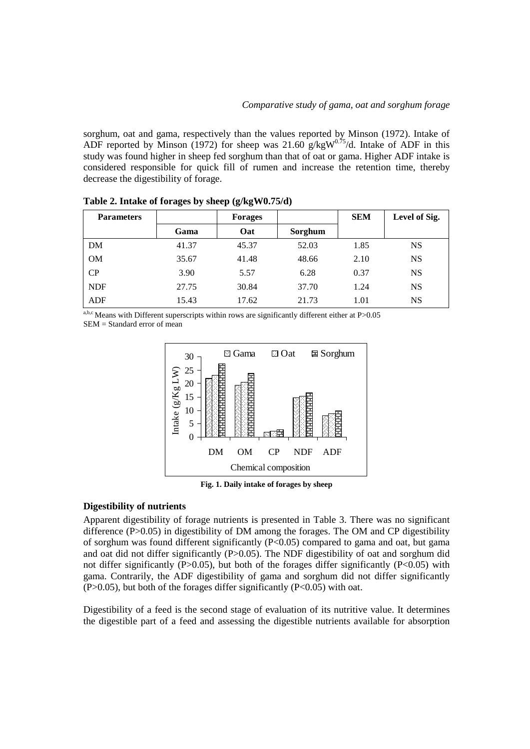sorghum, oat and gama, respectively than the values reported by Minson (1972). Intake of ADF reported by Minson (1972) for sheep was 21.60 $g/kgW^{0.75}/d$. Intake of ADF in this study was found higher in sheep fed sorghum than that of oat or gama. Higher ADF intake is considered responsible for quick fill of rumen and increase the retention time, thereby decrease the digestibility of forage.

**Table 2. Intake of forages by sheep (g/kgW0.75/d)**

| Parameters | Forages | | | SEM | Level of Sig. |
|---|---|---|---|---|---|
| | Gama | Oat | Sorghum | | |
| DM | 41.37 | 45.37 | 52.03 | 1.85 | NS |
| OM | 35.67 | 41.48 | 48.66 | 2.10 | NS |
| CP | 3.90 | 5.57 | 6.28 | 0.37 | NS |
| NDF | 27.75 | 30.84 | 37.70 | 1.24 | NS |
| ADF | 15.43 | 17.62 | 21.73 | 1.01 | NS |

[a,b,c] Means with Different superscripts within rows are significantly different either at $P>0.05$

SEM = Standard error of mean

**Fig. 1. Daily intake of forages by sheep**

### Digestibility of nutrients

Apparent digestibility of forage nutrients is presented in Table 3. There was no significant difference ($P>0.05$) in digestibility of DM among the forages. The OM and CP digestibility of sorghum was found different significantly ($P<0.05$) compared to gama and oat, but gama and oat did not differ significantly ($P>0.05$). The NDF digestibility of oat and sorghum did not differ significantly ($P>0.05$), but both of the forages differ significantly ($P<0.05$) with gama. Contrarily, the ADF digestibility of gama and sorghum did not differ significantly ($P>0.05$), but both of the forages differ significantly ($P<0.05$) with oat.

Digestibility of a feed is the second stage of evaluation of its nutritive value. It determines the digestible part of a feed and assessing the digestible nutrients available for absorption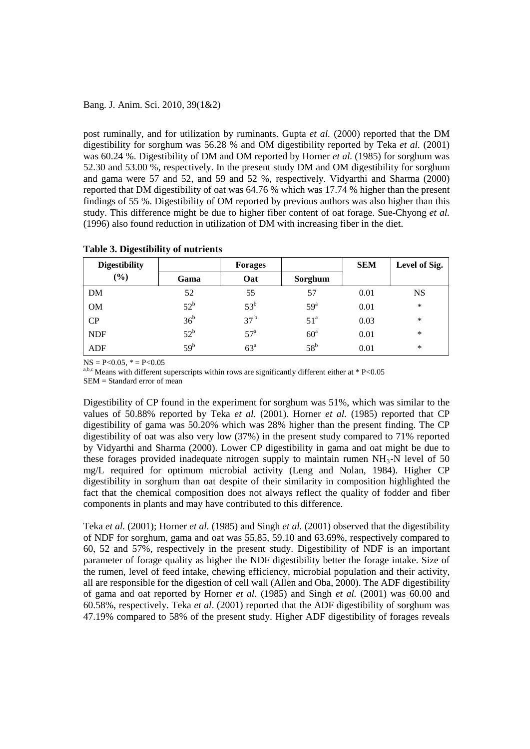post ruminally, and for utilization by ruminants. Gupta *et al.* (2000) reported that the DM digestibility for sorghum was 56.28 % and OM digestibility reported by Teka *et al.* (2001) was 60.24 %. Digestibility of DM and OM reported by Horner *et al.* (1985) for sorghum was 52.30 and 53.00 %, respectively. In the present study DM and OM digestibility for sorghum and gama were 57 and 52, and 59 and 52 %, respectively. Vidyarthi and Sharma (2000) reported that DM digestibility of oat was 64.76 % which was 17.74 % higher than the present findings of 55 %. Digestibility of OM reported by previous authors was also higher than this study. This difference might be due to higher fiber content of oat forage. Sue-Chyong *et al.* (1996) also found reduction in utilization of DM with increasing fiber in the diet.

**Table 3. Digestibility of nutrients**

| Digestibility (%) | Forages | | | SEM | Level of Sig. |
|---|---|---|---|---|---|
| | Gama | Oat | Sorghum | | |
| DM | 52 | 55 | 57 | 0.01 | NS |
| OM | $52^b$ | $53^b$ | $59^a$ | 0.01 | * |
| CP | $36^b$ | $37^b$ | $51^a$ | 0.03 | * |
| NDF | $52^b$ | $57^a$ | $60^a$ | 0.01 | * |
| ADF | $59^b$ | $63^a$ | $58^b$ | 0.01 | * |

NS = P<0.05, * = P<0.05

[a,b,c] Means with different superscripts within rows are significantly different either at * P<0.05

SEM = Standard error of mean

Digestibility of CP found in the experiment for sorghum was 51%, which was similar to the values of 50.88% reported by Teka *et al.* (2001). Horner *et al.* (1985) reported that CP digestibility of gama was 50.20% which was 28% higher than the present finding. The CP digestibility of oat was also very low (37%) in the present study compared to 71% reported by Vidyarthi and Sharma (2000). Lower CP digestibility in gama and oat might be due to these forages provided inadequate nitrogen supply to maintain rumen $NH_3$-N level of 50 mg/L required for optimum microbial activity (Leng and Nolan, 1984). Higher CP digestibility in sorghum than oat despite of their similarity in composition highlighted the fact that the chemical composition does not always reflect the quality of fodder and fiber components in plants and may have contributed to this difference.

Teka *et al.* (2001); Horner *et al.* (1985) and Singh *et al.* (2001) observed that the digestibility of NDF for sorghum, gama and oat was 55.85, 59.10 and 63.69%, respectively compared to 60, 52 and 57%, respectively in the present study. Digestibility of NDF is an important parameter of forage quality as higher the NDF digestibility better the forage intake. Size of the rumen, level of feed intake, chewing efficiency, microbial population and their activity, all are responsible for the digestion of cell wall (Allen and Oba, 2000). The ADF digestibility of gama and oat reported by Horner *et al*. (1985) and Singh *et al.* (2001) was 60.00 and 60.58%, respectively. Teka *et al*. (2001) reported that the ADF digestibility of sorghum was 47.19% compared to 58% of the present study. Higher ADF digestibility of forages reveals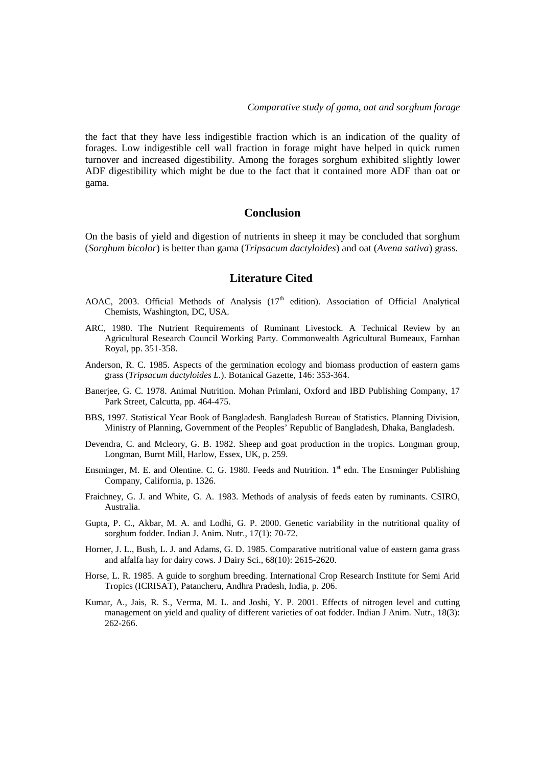the fact that they have less indigestible fraction which is an indication of the quality of forages. Low indigestible cell wall fraction in forage might have helped in quick rumen turnover and increased digestibility. Among the forages sorghum exhibited slightly lower ADF digestibility which might be due to the fact that it contained more ADF than oat or gama.

## Conclusion

On the basis of yield and digestion of nutrients in sheep it may be concluded that sorghum (*Sorghum bicolor*) is better than gama (*Tripsacum dactyloides*) and oat (*Avena sativa*) grass.

## Literature Cited

AOAC, 2003. Official Methods of Analysis (17th edition). Association of Official Analytical Chemists, Washington, DC, USA.

ARC, 1980. The Nutrient Requirements of Ruminant Livestock. A Technical Review by an Agricultural Research Council Working Party. Commonwealth Agricultural Bumeaux, Farnhan Royal, pp. 351-358.

Anderson, R. C. 1985. Aspects of the germination ecology and biomass production of eastern gams grass (*Tripsacum dactyloides L.*). Botanical Gazette, 146: 353-364.

Banerjee, G. C. 1978. Animal Nutrition. Mohan Primlani, Oxford and IBD Publishing Company, 17 Park Street, Calcutta, pp. 464-475.

BBS, 1997. Statistical Year Book of Bangladesh. Bangladesh Bureau of Statistics. Planning Division, Ministry of Planning, Government of the Peoples' Republic of Bangladesh, Dhaka, Bangladesh.

Devendra, C. and Mcleory, G. B. 1982. Sheep and goat production in the tropics. Longman group, Longman, Burnt Mill, Harlow, Essex, UK, p. 259.

Ensminger, M. E. and Olentine. C. G. 1980. Feeds and Nutrition. 1st edn. The Ensminger Publishing Company, California, p. 1326.

Fraichney, G. J. and White, G. A. 1983. Methods of analysis of feeds eaten by ruminants. CSIRO, Australia.

Gupta, P. C., Akbar, M. A. and Lodhi, G. P. 2000. Genetic variability in the nutritional quality of sorghum fodder. Indian J. Anim. Nutr., 17(1): 70-72.

Horner, J. L., Bush, L. J. and Adams, G. D. 1985. Comparative nutritional value of eastern gama grass and alfalfa hay for dairy cows. J Dairy Sci., 68(10): 2615-2620.

Horse, L. R. 1985. A guide to sorghum breeding. International Crop Research Institute for Semi Arid Tropics (ICRISAT), Patancheru, Andhra Pradesh, India, p. 206.

Kumar, A., Jais, R. S., Verma, M. L. and Joshi, Y. P. 2001. Effects of nitrogen level and cutting management on yield and quality of different varieties of oat fodder. Indian J Anim. Nutr., 18(3): 262-266.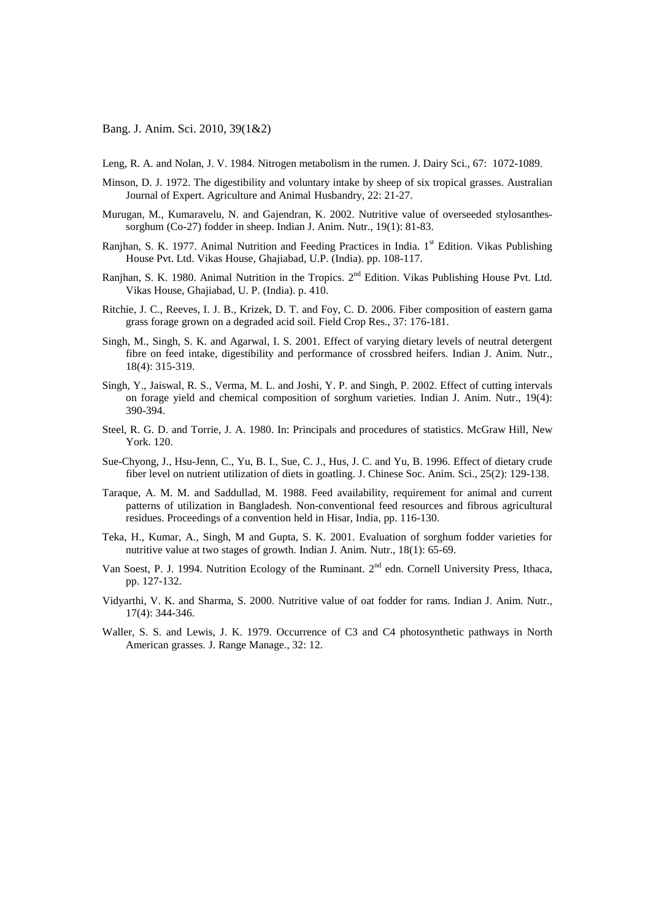Leng, R. A. and Nolan, J. V. 1984. Nitrogen metabolism in the rumen. J. Dairy Sci., 67: 1072-1089.

Minson, D. J. 1972. The digestibility and voluntary intake by sheep of six tropical grasses. Australian Journal of Expert. Agriculture and Animal Husbandry, 22: 21-27.

Murugan, M., Kumaravelu, N. and Gajendran, K. 2002. Nutritive value of overseeded stylosanthes-sorghum (Co-27) fodder in sheep. Indian J. Anim. Nutr., 19(1): 81-83.

Ranjhan, S. K. 1977. Animal Nutrition and Feeding Practices in India. 1st Edition. Vikas Publishing House Pvt. Ltd. Vikas House, Ghajiabad, U.P. (India). pp. 108-117.

Ranjhan, S. K. 1980. Animal Nutrition in the Tropics. 2nd Edition. Vikas Publishing House Pvt. Ltd. Vikas House, Ghajiabad, U. P. (India). p. 410.

Ritchie, J. C., Reeves, I. J. B., Krizek, D. T. and Foy, C. D. 2006. Fiber composition of eastern gama grass forage grown on a degraded acid soil. Field Crop Res., 37: 176-181.

Singh, M., Singh, S. K. and Agarwal, I. S. 2001. Effect of varying dietary levels of neutral detergent fibre on feed intake, digestibility and performance of crossbred heifers. Indian J. Anim. Nutr., 18(4): 315-319.

Singh, Y., Jaiswal, R. S., Verma, M. L. and Joshi, Y. P. and Singh, P. 2002. Effect of cutting intervals on forage yield and chemical composition of sorghum varieties. Indian J. Anim. Nutr., 19(4): 390-394.

Steel, R. G. D. and Torrie, J. A. 1980. In: Principals and procedures of statistics. McGraw Hill, New York. 120.

Sue-Chyong, J., Hsu-Jenn, C., Yu, B. I., Sue, C. J., Hus, J. C. and Yu, B. 1996. Effect of dietary crude fiber level on nutrient utilization of diets in goatling. J. Chinese Soc. Anim. Sci., 25(2): 129-138.

Taraque, A. M. M. and Saddullad, M. 1988. Feed availability, requirement for animal and current patterns of utilization in Bangladesh. Non-conventional feed resources and fibrous agricultural residues. Proceedings of a convention held in Hisar, India, pp. 116-130.

Teka, H., Kumar, A., Singh, M and Gupta, S. K. 2001. Evaluation of sorghum fodder varieties for nutritive value at two stages of growth. Indian J. Anim. Nutr., 18(1): 65-69.

Van Soest, P. J. 1994. Nutrition Ecology of the Ruminant. 2nd edn. Cornell University Press, Ithaca, pp. 127-132.

Vidyarthi, V. K. and Sharma, S. 2000. Nutritive value of oat fodder for rams. Indian J. Anim. Nutr., 17(4): 344-346.

Waller, S. S. and Lewis, J. K. 1979. Occurrence of C3 and C4 photosynthetic pathways in North American grasses. J. Range Manage., 32: 12.